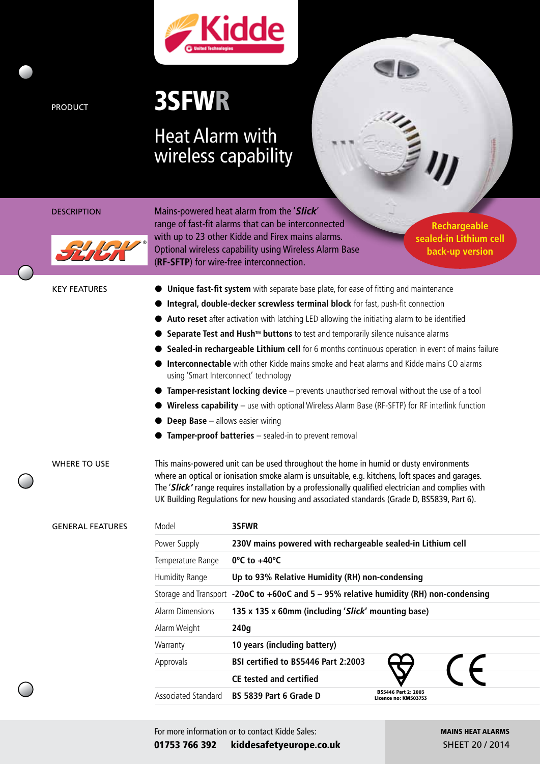PRODUCT

# 3SFWR

## Heat Alarm with wireless capability

**Rechargeable sealed-in Lithium cell back-up version**

DESCRIPTION

Mains-powered heat alarm from the '***Slick***' range of fast-fit alarms that can be interconnected with up to 23 other Kidde and Firex mains alarms. Optional wireless capability using Wireless Alarm Base (**RF-SFTP**) for wire-free interconnection.

KEY FEATURES

- **Unique fast-fit system** with separate base plate, for ease of fitting and maintenance
- **Integral, double-decker screwless terminal block** for fast, push-fit connection
- **Auto reset** after activation with latching LED allowing the initiating alarm to be identified
- **Separate Test and Hush™ buttons** to test and temporarily silence nuisance alarms
- **Sealed-in rechargeable Lithium cell** for 6 months continuous operation in event of mains failure
- **Interconnectable** with other Kidde mains smoke and heat alarms and Kidde mains CO alarms using 'Smart Interconnect' technology
- **Tamper-resistant locking device** – prevents unauthorised removal without the use of a tool
- **Wireless capability** – use with optional Wireless Alarm Base (RF-SFTP) for RF interlink function
- **Deep Base** – allows easier wiring
- **Tamper-proof batteries** – sealed-in to prevent removal

WHERE TO USE

This mains-powered unit can be used throughout the home in humid or dusty environments where an optical or ionisation smoke alarm is unsuitable, e.g. kitchens, loft spaces and garages. The '***Slick'*** range requires installation by a professionally qualified electrician and complies with UK Building Regulations for new housing and associated standards (Grade D, BS5839, Part 6).

GENERAL FEATURES

| | |
|---|---|
| Model | **3SFWR** |
| Power Supply | **230V mains powered with rechargeable sealed-in Lithium cell** |
| Temperature Range | **0°C to +40°C** |
| Humidity Range | **Up to 93% Relative Humidity (RH) non-condensing** |
| Storage and Transport | **-20oC to +60oC and 5 – 95% relative humidity (RH) non-condensing** |
| Alarm Dimensions | **135 x 135 x 60mm (including '*Slick*' mounting base)** |
| Alarm Weight | **240g** |
| Warranty | **10 years (including battery)** |
| Approvals | **BSI certified to BS5446 Part 2:2003** |
| | **CE tested and certified** |
| Associated Standard | **BS 5839 Part 6 Grade D** |

BS5446 Part 2: 2003
Licence no: KM503753

For more information or to contact Kidde Sales:
**01753 766 392** **kiddesafetyeurope.co.uk**

**MAINS HEAT ALARMS**
SHEET 20 / 2014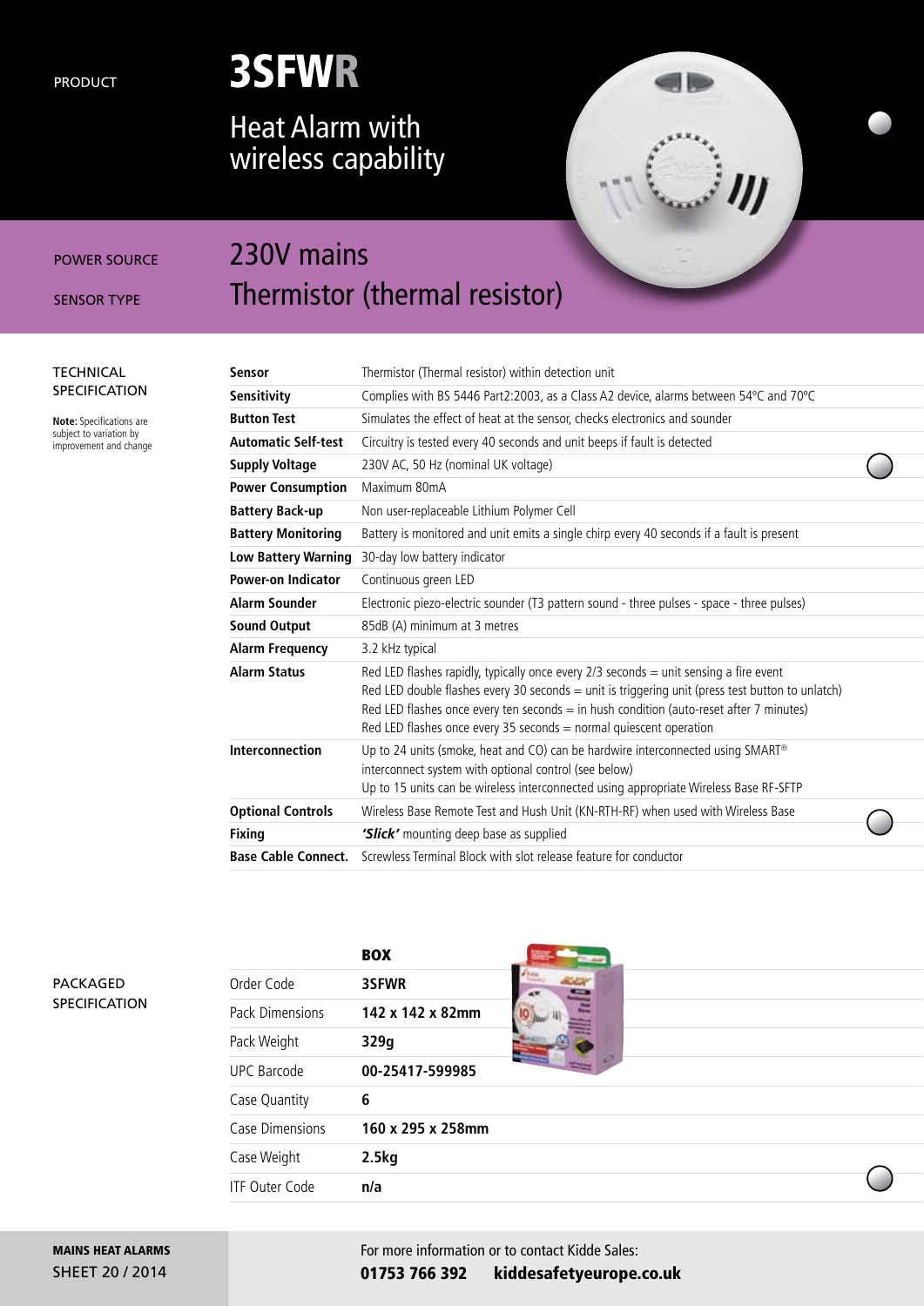PRODUCT

# 3SFWR

## Heat Alarm with wireless capability

| | |
|---|---|
| POWER SOURCE | 230V mains |
| SENSOR TYPE | Thermistor (thermal resistor) |

### TECHNICAL SPECIFICATION

**Note:** Specifications are subject to variation by improvement and change

| | |
|---|---|
| **Sensor** | Thermistor (Thermal resistor) within detection unit |
| **Sensitivity** | Complies with BS 5446 Part2:2003, as a Class A2 device, alarms between 54°C and 70°C |
| **Button Test** | Simulates the effect of heat at the sensor, checks electronics and sounder |
| **Automatic Self-test** | Circuitry is tested every 40 seconds and unit beeps if fault is detected |
| **Supply Voltage** | 230V AC, 50 Hz (nominal UK voltage) |
| **Power Consumption** | Maximum 80mA |
| **Battery Back-up** | Non user-replaceable Lithium Polymer Cell |
| **Battery Monitoring** | Battery is monitored and unit emits a single chirp every 40 seconds if a fault is present |
| **Low Battery Warning** | 30-day low battery indicator |
| **Power-on Indicator** | Continuous green LED |
| **Alarm Sounder** | Electronic piezo-electric sounder (T3 pattern sound - three pulses - space - three pulses) |
| **Sound Output** | 85dB (A) minimum at 3 metres |
| **Alarm Frequency** | 3.2 kHz typical |
| **Alarm Status** | Red LED flashes rapidly, typically once every 2/3 seconds = unit sensing a fire event<br>Red LED double flashes every 30 seconds = unit is triggering unit (press test button to unlatch)<br>Red LED flashes once every ten seconds = in hush condition (auto-reset after 7 minutes)<br>Red LED flashes once every 35 seconds = normal quiescent operation |
| **Interconnection** | Up to 24 units (smoke, heat and CO) can be hardwire interconnected using SMART® interconnect system with optional control (see below)<br>Up to 15 units can be wireless interconnected using appropriate Wireless Base RF-SFTP |
| **Optional Controls** | Wireless Base Remote Test and Hush Unit (KN-RTH-RF) when used with Wireless Base |
| **Fixing** | ***'Slick'*** mounting deep base as supplied |
| **Base Cable Connect.** | Screwless Terminal Block with slot release feature for conductor |

### PACKAGED SPECIFICATION

| | **BOX** |
|---|---|
| Order Code | **3SFWR** |
| Pack Dimensions | **142 x 142 x 82mm** |
| Pack Weight | **329g** |
| UPC Barcode | **00-25417-599985** |
| Case Quantity | **6** |
| Case Dimensions | **160 x 295 x 258mm** |
| Case Weight | **2.5kg** |
| ITF Outer Code | **n/a** |

**MAINS HEAT ALARMS**
SHEET 20 / 2014

For more information or to contact Kidde Sales:
**01753 766 392 kiddesafetyeurope.co.uk**